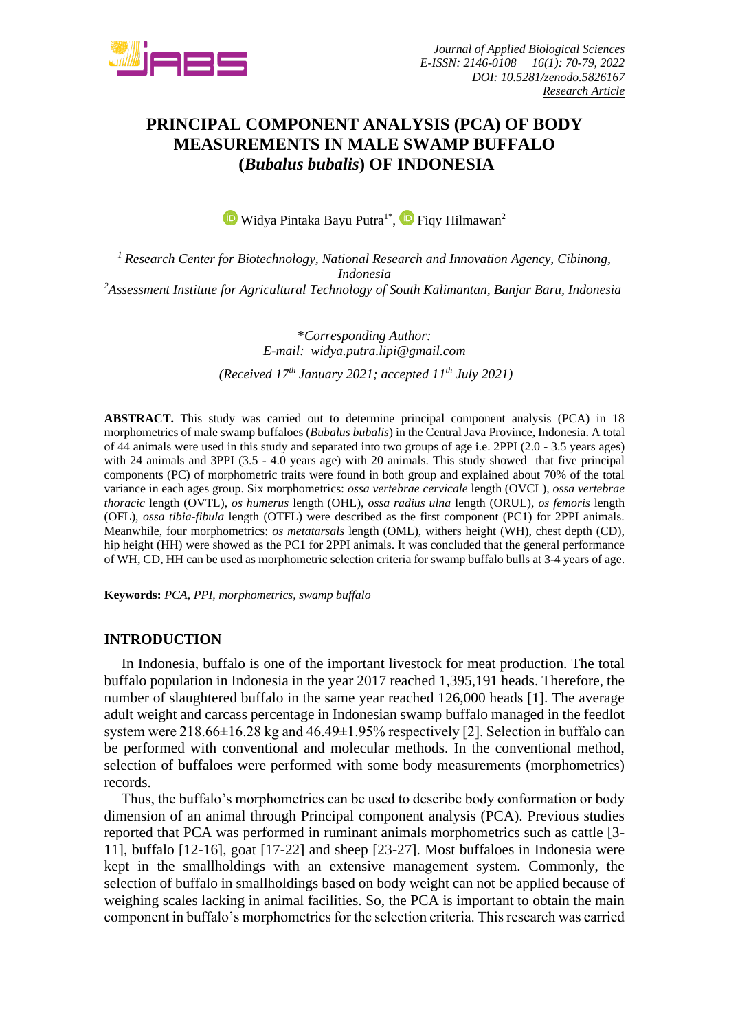Journal of Applied Biological Sciences
E-ISSN: 2146-0108 16(1): 70-79, 2022
DOI: 10.5281/zenodo.5826167
Research Article

# PRINCIPAL COMPONENT ANALYSIS (PCA) OF BODY MEASUREMENTS IN MALE SWAMP BUFFALO (*Bubalus bubalis*) OF INDONESIA

Widya Pintaka Bayu Putra[1*], Fiqy Hilmawan[2]

[1] *Research Center for Biotechnology, National Research and Innovation Agency, Cibinong, Indonesia*
[2] *Assessment Institute for Agricultural Technology of South Kalimantan, Banjar Baru, Indonesia*

*\*Corresponding Author:*
*E-mail: widya.putra.lipi@gmail.com*

*(Received 17th January 2021; accepted 11th July 2021)*

**ABSTRACT.** This study was carried out to determine principal component analysis (PCA) in 18 morphometrics of male swamp buffaloes (*Bubalus bubalis*) in the Central Java Province, Indonesia. A total of 44 animals were used in this study and separated into two groups of age i.e. 2PPI (2.0 - 3.5 years ages) with 24 animals and 3PPI (3.5 - 4.0 years age) with 20 animals. This study showed that five principal components (PC) of morphometric traits were found in both group and explained about 70% of the total variance in each ages group. Six morphometrics: *ossa vertebrae cervicale* length (OVCL), *ossa vertebrae thoracic* length (OVTL), *os humerus* length (OHL), *ossa radius ulna* length (ORUL), *os femoris* length (OFL), *ossa tibia-fibula* length (OTFL) were described as the first component (PC1) for 2PPI animals. Meanwhile, four morphometrics: *os metatarsals* length (OML), withers height (WH), chest depth (CD), hip height (HH) were showed as the PC1 for 2PPI animals. It was concluded that the general performance of WH, CD, HH can be used as morphometric selection criteria for swamp buffalo bulls at 3-4 years of age.

**Keywords:** *PCA, PPI, morphometrics, swamp buffalo*

## INTRODUCTION

In Indonesia, buffalo is one of the important livestock for meat production. The total buffalo population in Indonesia in the year 2017 reached 1,395,191 heads. Therefore, the number of slaughtered buffalo in the same year reached 126,000 heads [1]. The average adult weight and carcass percentage in Indonesian swamp buffalo managed in the feedlot system were 218.66±16.28 kg and 46.49±1.95% respectively [2]. Selection in buffalo can be performed with conventional and molecular methods. In the conventional method, selection of buffaloes were performed with some body measurements (morphometrics) records.

Thus, the buffalo's morphometrics can be used to describe body conformation or body dimension of an animal through Principal component analysis (PCA). Previous studies reported that PCA was performed in ruminant animals morphometrics such as cattle [3-11], buffalo [12-16], goat [17-22] and sheep [23-27]. Most buffaloes in Indonesia were kept in the smallholdings with an extensive management system. Commonly, the selection of buffalo in smallholdings based on body weight can not be applied because of weighing scales lacking in animal facilities. So, the PCA is important to obtain the main component in buffalo's morphometrics for the selection criteria. This research was carried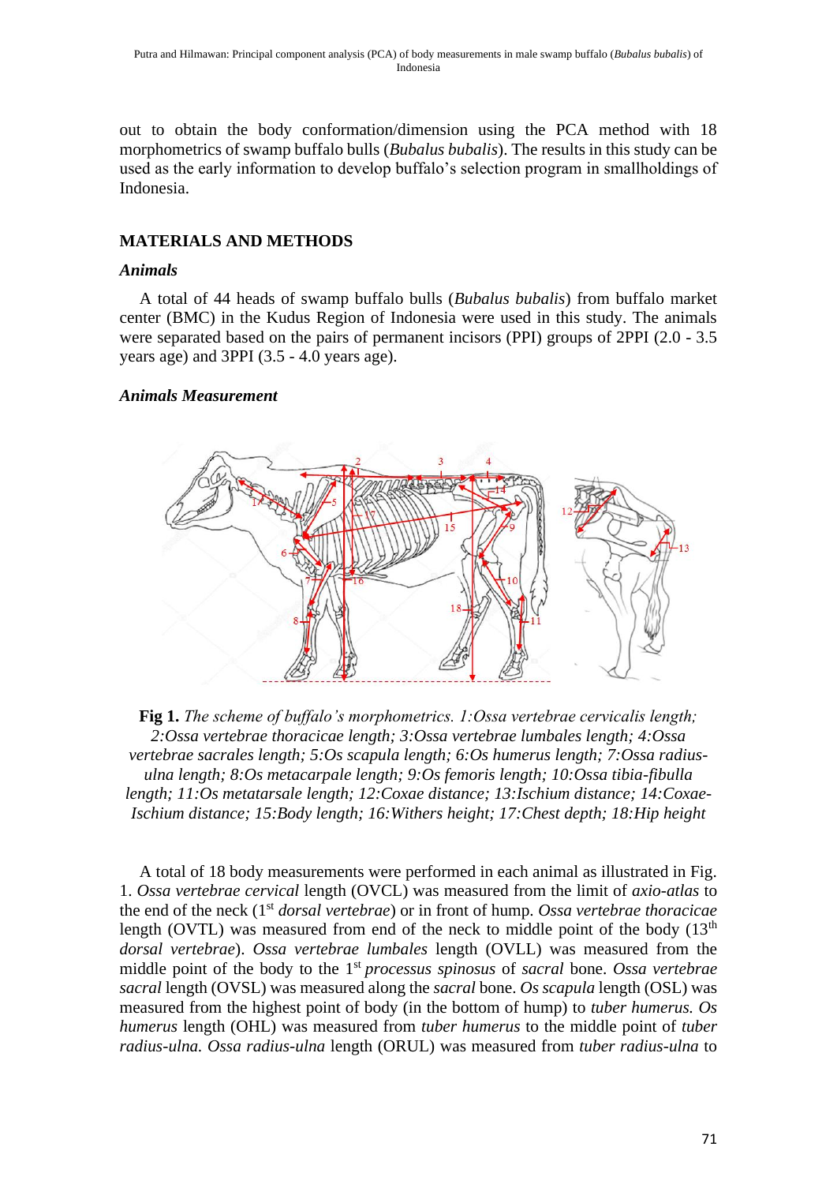out to obtain the body conformation/dimension using the PCA method with 18 morphometrics of swamp buffalo bulls (*Bubalus bubalis*). The results in this study can be used as the early information to develop buffalo's selection program in smallholdings of Indonesia.

## MATERIALS AND METHODS

### *Animals*

A total of 44 heads of swamp buffalo bulls (*Bubalus bubalis*) from buffalo market center (BMC) in the Kudus Region of Indonesia were used in this study. The animals were separated based on the pairs of permanent incisors (PPI) groups of 2PPI (2.0 - 3.5 years age) and 3PPI (3.5 - 4.0 years age).

### *Animals Measurement*

**Fig 1.** *The scheme of buffalo's morphometrics. 1:Ossa vertebrae cervicalis length; 2:Ossa vertebrae thoracicae length; 3:Ossa vertebrae lumbales length; 4:Ossa vertebrae sacrales length; 5:Os scapula length; 6:Os humerus length; 7:Ossa radius-ulna length; 8:Os metacarpale length; 9:Os femoris length; 10:Ossa tibia-fibulla length; 11:Os metatarsale length; 12:Coxae distance; 13:Ischium distance; 14:Coxae-Ischium distance; 15:Body length; 16:Withers height; 17:Chest depth; 18:Hip height*

A total of 18 body measurements were performed in each animal as illustrated in Fig. 1. *Ossa vertebrae cervical* length (OVCL) was measured from the limit of *axio-atlas* to the end of the neck (1st *dorsal vertebrae*) or in front of hump. *Ossa vertebrae thoracicae* length (OVTL) was measured from end of the neck to middle point of the body (13th *dorsal vertebrae*). *Ossa vertebrae lumbales* length (OVLL) was measured from the middle point of the body to the 1st *processus spinosus* of *sacral* bone. *Ossa vertebrae sacral* length (OVSL) was measured along the *sacral* bone. *Os scapula* length (OSL) was measured from the highest point of body (in the bottom of hump) to *tuber humerus. Os humerus* length (OHL) was measured from *tuber humerus* to the middle point of *tuber radius-ulna. Ossa radius-ulna* length (ORUL) was measured from *tuber radius-ulna* to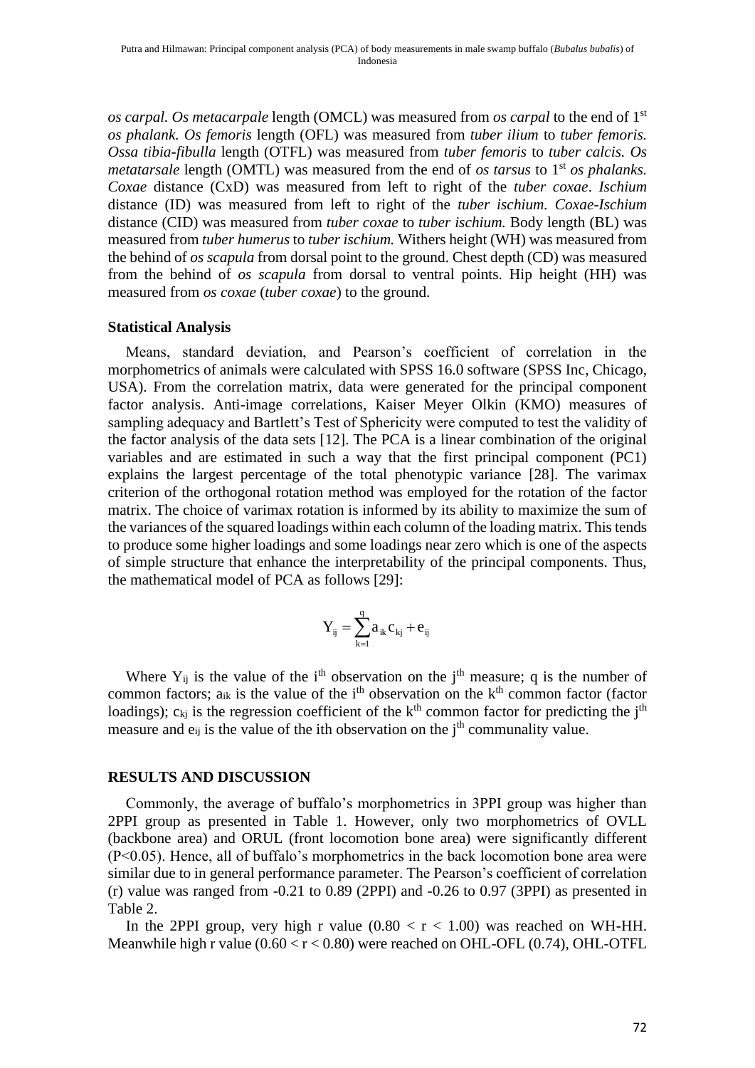*os carpal. Os metacarpale* length (OMCL) was measured from *os carpal* to the end of 1st *os phalank. Os femoris* length (OFL) was measured from *tuber ilium* to *tuber femoris. Ossa tibia-fibulla* length (OTFL) was measured from *tuber femoris* to *tuber calcis. Os metatarsale* length (OMTL) was measured from the end of *os tarsus* to 1st *os phalanks. Coxae* distance (CxD) was measured from left to right of the *tuber coxae*. *Ischium* distance (ID) was measured from left to right of the *tuber ischium. Coxae-Ischium* distance (CID) was measured from *tuber coxae* to *tuber ischium.* Body length (BL) was measured from *tuber humerus* to *tuber ischium.* Withers height (WH) was measured from the behind of *os scapula* from dorsal point to the ground. Chest depth (CD) was measured from the behind of *os scapula* from dorsal to ventral points. Hip height (HH) was measured from *os coxae* (*tuber coxae*) to the ground.

### Statistical Analysis

Means, standard deviation, and Pearson's coefficient of correlation in the morphometrics of animals were calculated with SPSS 16.0 software (SPSS Inc, Chicago, USA). From the correlation matrix, data were generated for the principal component factor analysis. Anti-image correlations, Kaiser Meyer Olkin (KMO) measures of sampling adequacy and Bartlett's Test of Sphericity were computed to test the validity of the factor analysis of the data sets [12]. The PCA is a linear combination of the original variables and are estimated in such a way that the first principal component (PC1) explains the largest percentage of the total phenotypic variance [28]. The varimax criterion of the orthogonal rotation method was employed for the rotation of the factor matrix. The choice of varimax rotation is informed by its ability to maximize the sum of the variances of the squared loadings within each column of the loading matrix. This tends to produce some higher loadings and some loadings near zero which is one of the aspects of simple structure that enhance the interpretability of the principal components. Thus, the mathematical model of PCA as follows [29]:

$$Y_{ij} = \sum_{k=1}^{q} a_{ik} c_{kj} + e_{ij}$$

Where $Y_{ij}$ is the value of the $i^{th}$ observation on the $j^{th}$ measure; q is the number of common factors; $a_{ik}$ is the value of the $i^{th}$ observation on the $k^{th}$ common factor (factor loadings); $c_{kj}$ is the regression coefficient of the $k^{th}$ common factor for predicting the $j^{th}$ measure and $e_{ij}$ is the value of the ith observation on the $j^{th}$ communality value.

## RESULTS AND DISCUSSION

Commonly, the average of buffalo's morphometrics in 3PPI group was higher than 2PPI group as presented in Table 1. However, only two morphometrics of OVLL (backbone area) and ORUL (front locomotion bone area) were significantly different ($P<0.05$). Hence, all of buffalo's morphometrics in the back locomotion bone area were similar due to in general performance parameter. The Pearson's coefficient of correlation (r) value was ranged from -0.21 to 0.89 (2PPI) and -0.26 to 0.97 (3PPI) as presented in Table 2.

In the 2PPI group, very high r value ($0.80 < r < 1.00$) was reached on WH-HH. Meanwhile high r value ($0.60 < r < 0.80$) were reached on OHL-OFL (0.74), OHL-OTFL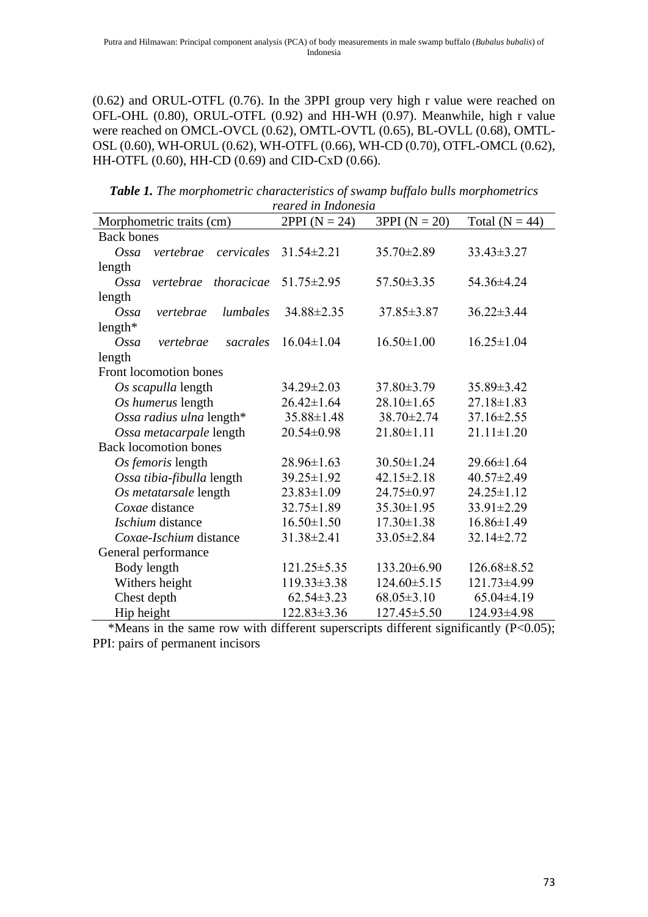(0.62) and ORUL-OTFL (0.76). In the 3PPI group very high r value were reached on OFL-OHL (0.80), ORUL-OTFL (0.92) and HH-WH (0.97). Meanwhile, high r value were reached on OMCL-OVCL (0.62), OMTL-OVTL (0.65), BL-OVLL (0.68), OMTL-OSL (0.60), WH-ORUL (0.62), WH-OTFL (0.66), WH-CD (0.70), OTFL-OMCL (0.62), HH-OTFL (0.60), HH-CD (0.69) and CID-CxD (0.66).

***Table 1.*** *The morphometric characteristics of swamp buffalo bulls morphometrics reared in Indonesia*

| Morphometric traits (cm) | 2PPI (N = 24) | 3PPI (N = 20) | Total (N = 44) |
|---|---|---|---|
| Back bones | | | |
| *Ossa vertebrae cervicales* length | 31.54±2.21 | 35.70±2.89 | 33.43±3.27 |
| *Ossa vertebrae thoracicae* length | 51.75±2.95 | 57.50±3.35 | 54.36±4.24 |
| *Ossa vertebrae lumbales* length* | 34.88±2.35 | 37.85±3.87 | 36.22±3.44 |
| *Ossa vertebrae sacrales* length | 16.04±1.04 | 16.50±1.00 | 16.25±1.04 |
| Front locomotion bones | | | |
| *Os scapulla* length | 34.29±2.03 | 37.80±3.79 | 35.89±3.42 |
| *Os humerus* length | 26.42±1.64 | 28.10±1.65 | 27.18±1.83 |
| *Ossa radius ulna* length* | 35.88±1.48 | 38.70±2.74 | 37.16±2.55 |
| *Ossa metacarpale* length | 20.54±0.98 | 21.80±1.11 | 21.11±1.20 |
| Back locomotion bones | | | |
| *Os femoris* length | 28.96±1.63 | 30.50±1.24 | 29.66±1.64 |
| *Ossa tibia-fibulla* length | 39.25±1.92 | 42.15±2.18 | 40.57±2.49 |
| *Os metatarsale* length | 23.83±1.09 | 24.75±0.97 | 24.25±1.12 |
| *Coxae* distance | 32.75±1.89 | 35.30±1.95 | 33.91±2.29 |
| *Ischium* distance | 16.50±1.50 | 17.30±1.38 | 16.86±1.49 |
| *Coxae-Ischium* distance | 31.38±2.41 | 33.05±2.84 | 32.14±2.72 |
| General performance | | | |
| Body length | 121.25±5.35 | 133.20±6.90 | 126.68±8.52 |
| Withers height | 119.33±3.38 | 124.60±5.15 | 121.73±4.99 |
| Chest depth | 62.54±3.23 | 68.05±3.10 | 65.04±4.19 |
| Hip height | 122.83±3.36 | 127.45±5.50 | 124.93±4.98 |

*Means in the same row with different superscripts different significantly ($P<0.05$); PPI: pairs of permanent incisors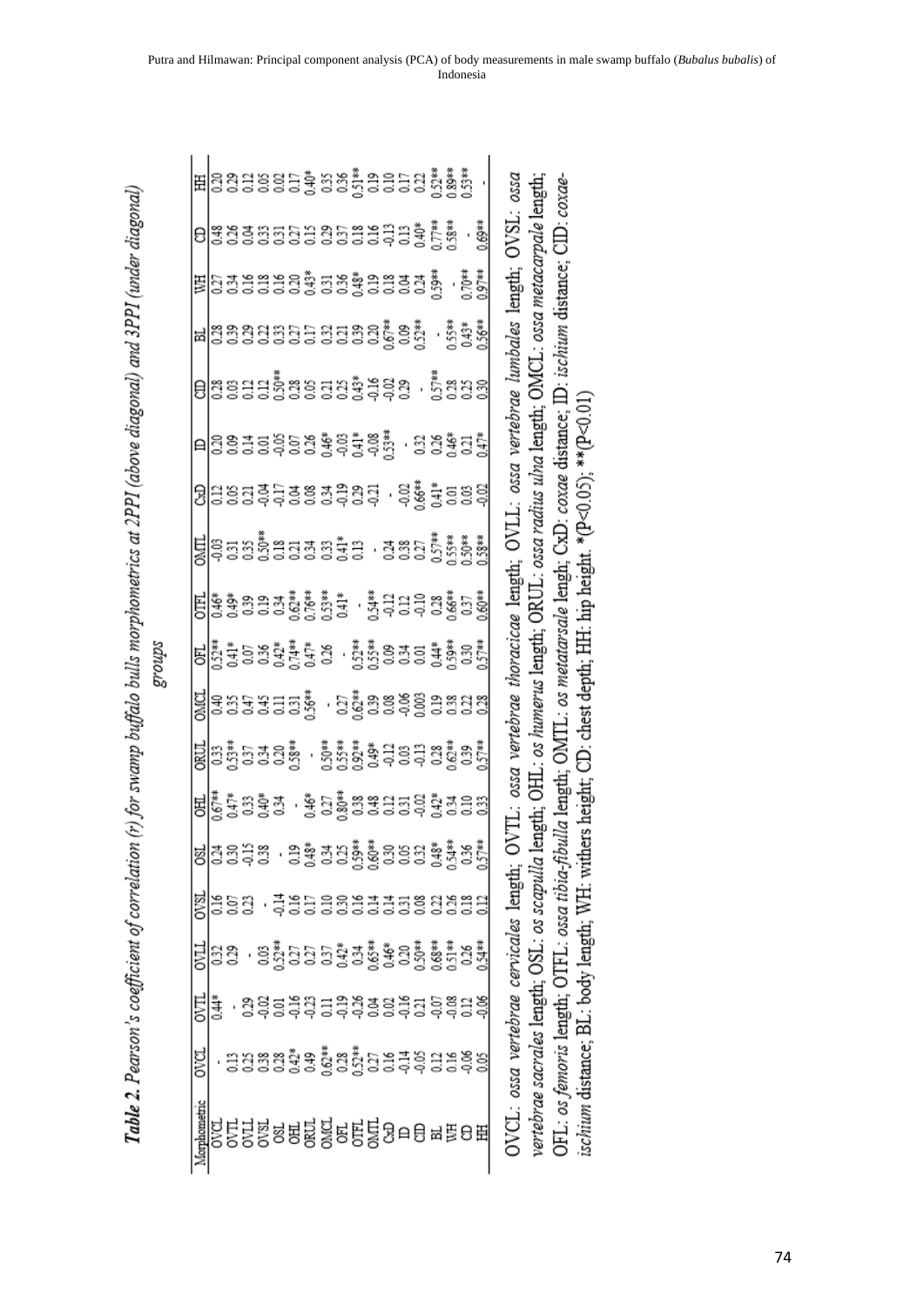**Table 2.** Pearson's coefficient of correlation (r) for swamp buffalo bulls morphometrics at 2PPI (above diagonal) and 3PPI (under diagonal) groups

| Morphometric | OVCL | OVTL | OVLL | OVSL | OSL | OHL | ORUL | OMCL | OFL | OTFL | OMTL | CxD | ID | CID | BL | WH | CD | HH |
|---|---|---|---|---|---|---|---|---|---|---|---|---|---|---|---|---|---|---|
| OVCL | - | 0.44* | 0.32 | 0.16 | 0.24 | 0.67** | 0.33 | 0.40 | 0.52** | 0.46* | -0.03 | 0.12 | 0.20 | 0.28 | 0.28 | 0.27 | 0.48 | 0.20 |
| OVTL | 0.13 | - | 0.29 | 0.07 | 0.30 | 0.47* | 0.53** | 0.35 | 0.41* | 0.49* | 0.31 | 0.05 | 0.09 | 0.03 | 0.39 | 0.34 | 0.26 | 0.29 |
| OVLL | 0.25 | 0.29 | - | 0.23 | -0.15 | 0.33 | 0.37 | 0.47 | 0.07 | 0.39 | 0.35 | 0.21 | 0.14 | 0.12 | 0.29 | 0.16 | 0.04 | 0.12 |
| OVSL | 0.38 | -0.02 | 0.03 | - | 0.38 | 0.40* | 0.34 | 0.45 | 0.36 | 0.19 | 0.50** | -0.04 | 0.01 | 0.12 | 0.22 | 0.18 | 0.33 | 0.05 |
| OSL | 0.28 | 0.01 | 0.52** | -0.14 | - | 0.34 | 0.20 | 0.11 | 0.42* | 0.34 | 0.18 | -0.17 | -0.05 | 0.50** | 0.33 | 0.16 | 0.31 | 0.02 |
| OHL | 0.42* | -0.16 | 0.27 | 0.16 | 0.19 | - | 0.58** | 0.31 | 0.74** | 0.62** | 0.21 | 0.04 | 0.07 | 0.28 | 0.27 | 0.20 | 0.27 | 0.17 |
| ORUL | 0.49 | -0.23 | 0.27 | 0.17 | 0.48* | 0.46* | - | 0.56** | 0.47* | 0.76** | 0.34 | 0.08 | 0.26 | 0.05 | 0.17 | 0.43* | 0.15 | 0.40* |
| OMCL | 0.62** | 0.11 | 0.37 | 0.10 | 0.34 | 0.27 | 0.50** | - | 0.26 | 0.53** | 0.33 | 0.34 | 0.46* | 0.21 | 0.32 | 0.31 | 0.29 | 0.35 |
| OFL | 0.28 | -0.19 | 0.42* | 0.30 | 0.25 | 0.80** | 0.55** | 0.27 | - | 0.41* | 0.41* | -0.19 | -0.03 | 0.25 | 0.21 | 0.36 | 0.37 | 0.36 |
| OTFL | 0.52** | -0.26 | 0.34 | 0.16 | 0.59** | 0.38 | 0.92** | 0.62** | 0.52** | - | 0.13 | 0.29 | 0.41* | 0.43* | 0.39 | 0.48* | 0.18 | 0.51** |
| OMTL | 0.27 | 0.04 | 0.65** | 0.14 | 0.60** | 0.48 | 0.49* | 0.39 | 0.55** | 0.54** | - | -0.21 | -0.08 | -0.16 | 0.20 | 0.19 | 0.16 | 0.19 |
| CxD | 0.16 | 0.02 | 0.46* | 0.14 | 0.30 | 0.12 | -0.12 | 0.08 | 0.09 | -0.12 | 0.24 | - | 0.53** | -0.02 | 0.67** | 0.18 | -0.13 | 0.10 |
| ID | -0.14 | -0.16 | 0.20 | 0.31 | 0.05 | 0.31 | 0.03 | -0.06 | 0.34 | 0.12 | 0.38 | -0.02 | - | 0.29 | 0.09 | 0.04 | 0.13 | 0.17 |
| CID | -0.05 | 0.21 | 0.50** | 0.08 | 0.32 | -0.02 | -0.13 | 0.003 | 0.01 | -0.10 | 0.27 | 0.66** | 0.32 | - | 0.52** | 0.24 | 0.40* | 0.22 |
| BL | 0.12 | -0.07 | 0.68** | 0.22 | 0.48* | 0.42* | 0.28 | 0.19 | 0.44* | 0.28 | 0.57** | 0.41* | 0.26 | 0.57** | - | 0.59** | 0.77** | 0.52** |
| WH | 0.16 | -0.08 | 0.51** | 0.26 | 0.54** | 0.34 | 0.62** | 0.38 | 0.59** | 0.66** | 0.55** | 0.01 | 0.46* | 0.28 | 0.55** | - | 0.58** | 0.89** |
| CD | -0.06 | 0.12 | 0.26 | 0.18 | 0.36 | 0.10 | 0.39 | 0.22 | 0.30 | 0.37 | 0.50** | 0.03 | 0.21 | 0.25 | 0.43* | 0.70** | - | 0.53** |
| HH | 0.05 | -0.06 | 0.54** | 0.12 | 0.57** | 0.33 | 0.57** | 0.28 | 0.57** | 0.60** | 0.58** | -0.02 | 0.47* | 0.30 | 0.56** | 0.97** | 0.69** | - |

OVCL: *ossa vertebrae cervicales* length; OVTL: *ossa vertebrae thoracicae* length; OVLL: *ossa vertebrae lumbales* length; OVSL: *ossa vertebrae sacrales* length; OSL: *os scapulla* length; OHL: *os humerus* length; ORUL: *ossa radius ulna* length; OMCL: *ossa metacarpale* length; OFL: *os femoris* length; OTFL: *ossa tibia-fibulla* length; OMTL: *os metatarsale* length; CxD: *coxae* distance; ID: *ischium* distance; CID: *coxae-ischium* distance; BL: body length; WH: withers height; CD: chest depth; HH: hip height. *(P<0.05); **(P<0.01)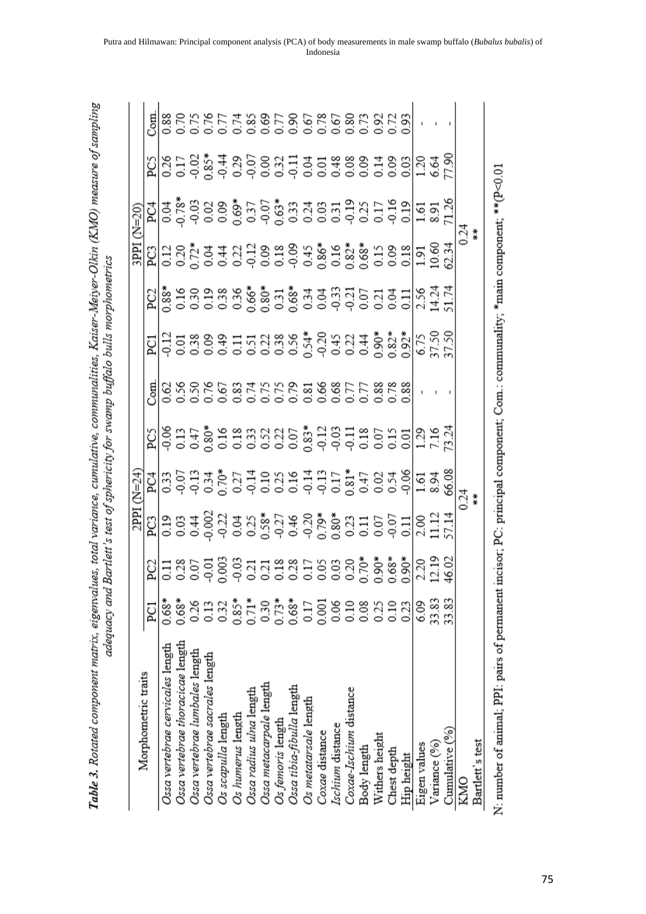**Table 3.** Rotated component matrix, eigenvalues, total variance, cumulative, communalities, Kaiser-Meiyer-Olkin (KMO) measure of sampling adequacy and Bartlett's test of sphericity for swamp buffalo bulls morphometrics

| Morphometric traits | 2PPI (N=24) | | | | | | 3PPI (N=20) | | | | | |
|---|---|---|---|---|---|---|---|---|---|---|---|---|
| | PC1 | PC2 | PC3 | PC4 | PC5 | Com. | PC1 | PC2 | PC3 | PC4 | PC5 | Com. |
| *Ossa vertebrae cervicales* length | 0.68* | 0.11 | 0.19 | 0.33 | -0.06 | 0.62 | -0.12 | 0.88* | 0.12 | 0.04 | 0.26 | 0.88 |
| *Ossa vertebrae thoracicae* length | 0.68* | 0.28 | 0.03 | -0.07 | 0.13 | 0.56 | 0.01 | 0.16 | 0.20 | -0.78* | 0.17 | 0.70 |
| *Ossa vertebrae lumbales* length | 0.26 | 0.07 | 0.44 | -0.13 | 0.47 | 0.50 | 0.38 | 0.30 | 0.72* | -0.03 | -0.02 | 0.75 |
| *Ossa vertebrae sacrales* length | 0.13 | -0.01 | -0.002 | 0.34 | 0.80* | 0.76 | 0.09 | 0.19 | 0.04 | 0.02 | 0.85* | 0.76 |
| *Os scapulla* length | 0.32 | 0.003 | -0.22 | 0.70* | 0.16 | 0.67 | 0.49 | 0.38 | 0.44 | 0.09 | -0.44 | 0.77 |
| *Os humerus* length | 0.85* | -0.03 | 0.04 | 0.27 | 0.18 | 0.83 | 0.11 | 0.36 | 0.22 | 0.69* | 0.29 | 0.74 |
| *Ossa radius ulna* length | 0.71* | 0.21 | 0.25 | -0.14 | 0.33 | 0.74 | 0.51 | 0.66* | -0.12 | 0.37 | -0.07 | 0.85 |
| *Ossa metacarpale* length | 0.30 | 0.21 | 0.58* | 0.10 | 0.52 | 0.75 | 0.22 | 0.80* | 0.09 | -0.07 | 0.00 | 0.69 |
| *Os femoris* length | 0.73* | 0.18 | -0.27 | 0.25 | 0.22 | 0.75 | 0.38 | 0.31 | 0.18 | 0.63* | 0.32 | 0.77 |
| *Ossa tibia-fibulla* length | 0.68* | 0.28 | 0.46 | 0.16 | 0.07 | 0.79 | 0.56 | 0.68* | -0.09 | 0.33 | -0.11 | 0.90 |
| *Os metatarsale* length | 0.17 | 0.17 | -0.20 | -0.14 | 0.83* | 0.81 | 0.54* | 0.34 | 0.45 | 0.24 | 0.04 | 0.67 |
| *Coxae* distance | 0.001 | 0.05 | 0.79* | -0.13 | -0.12 | 0.66 | -0.20 | 0.04 | 0.86* | 0.03 | 0.01 | 0.78 |
| *Ischium* distance | 0.06 | 0.03 | 0.80* | 0.17 | -0.03 | 0.68 | 0.45 | -0.33 | 0.16 | 0.31 | 0.48 | 0.67 |
| *Coxae-Ischium* distance | 0.10 | 0.20 | 0.23 | 0.81* | -0.11 | 0.77 | 0.22 | -0.21 | 0.82* | -0.19 | 0.08 | 0.80 |
| Body length | 0.08 | 0.70* | 0.11 | 0.47 | 0.18 | 0.77 | 0.44 | 0.07 | 0.68* | 0.25 | 0.09 | 0.73 |
| Withers height | 0.25 | 0.90* | 0.07 | 0.02 | 0.07 | 0.88 | 0.90* | 0.21 | 0.15 | 0.17 | 0.14 | 0.92 |
| Chest depth | 0.10 | 0.68* | -0.07 | 0.54 | 0.15 | 0.78 | 0.82* | 0.04 | 0.09 | -0.16 | 0.09 | 0.72 |
| Hip height | 0.23 | 0.90* | 0.11 | -0.06 | 0.01 | 0.88 | 0.92* | 0.11 | 0.18 | 0.19 | 0.03 | 0.93 |
| Eigen values | 6.09 | 2.20 | 2.00 | 1.61 | 1.29 | - | 6.75 | 2.56 | 1.91 | 1.61 | 1.20 | - |
| Variance (%) | 33.83 | 12.19 | 11.12 | 8.94 | 7.16 | - | 37.50 | 14.24 | 10.60 | 8.91 | 6.64 | - |
| Cumulative (%) | 33.83 | 46.02 | 57.14 | 66.08 | 73.24 | - | 37.50 | 51.74 | 62.34 | 71.26 | 77.90 | - |
| KMO | | | 0.24 | | | | | | 0.24 | | | |
| Bartlett's test | | | ** | | | | | | ** | | | |

N: number of animal; PPI: pairs of permanent incisor; PC: principal component; Com.: communality; *main component; **(P<0.01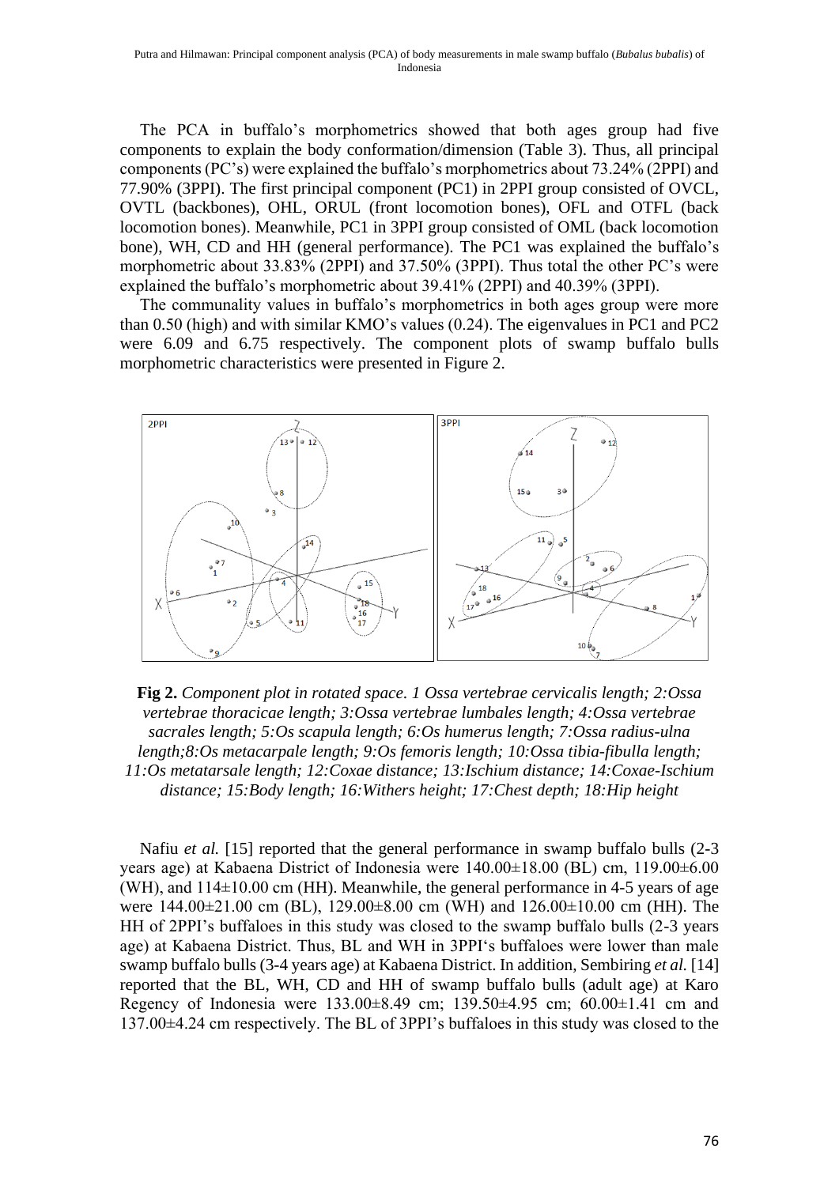The PCA in buffalo's morphometrics showed that both ages group had five components to explain the body conformation/dimension (Table 3). Thus, all principal components (PC's) were explained the buffalo's morphometrics about 73.24% (2PPI) and 77.90% (3PPI). The first principal component (PC1) in 2PPI group consisted of OVCL, OVTL (backbones), OHL, ORUL (front locomotion bones), OFL and OTFL (back locomotion bones). Meanwhile, PC1 in 3PPI group consisted of OML (back locomotion bone), WH, CD and HH (general performance). The PC1 was explained the buffalo's morphometric about 33.83% (2PPI) and 37.50% (3PPI). Thus total the other PC's were explained the buffalo's morphometric about 39.41% (2PPI) and 40.39% (3PPI).

The communality values in buffalo's morphometrics in both ages group were more than 0.50 (high) and with similar KMO's values (0.24). The eigenvalues in PC1 and PC2 were 6.09 and 6.75 respectively. The component plots of swamp buffalo bulls morphometric characteristics were presented in Figure 2.

**Fig 2.** *Component plot in rotated space. 1 Ossa vertebrae cervicalis length; 2:Ossa vertebrae thoracicae length; 3:Ossa vertebrae lumbales length; 4:Ossa vertebrae sacrales length; 5:Os scapula length; 6:Os humerus length; 7:Ossa radius-ulna length;8:Os metacarpale length; 9:Os femoris length; 10:Ossa tibia-fibulla length; 11:Os metatarsale length; 12:Coxae distance; 13:Ischium distance; 14:Coxae-Ischium distance; 15:Body length; 16:Withers height; 17:Chest depth; 18:Hip height*

Nafiu *et al.* [15] reported that the general performance in swamp buffalo bulls (2-3 years age) at Kabaena District of Indonesia were 140.00±18.00 (BL) cm, 119.00±6.00 (WH), and 114±10.00 cm (HH). Meanwhile, the general performance in 4-5 years of age were 144.00±21.00 cm (BL), 129.00±8.00 cm (WH) and 126.00±10.00 cm (HH). The HH of 2PPI's buffaloes in this study was closed to the swamp buffalo bulls (2-3 years age) at Kabaena District. Thus, BL and WH in 3PPI's buffaloes were lower than male swamp buffalo bulls (3-4 years age) at Kabaena District. In addition, Sembiring *et al.* [14] reported that the BL, WH, CD and HH of swamp buffalo bulls (adult age) at Karo Regency of Indonesia were 133.00±8.49 cm; 139.50±4.95 cm; 60.00±1.41 cm and 137.00±4.24 cm respectively. The BL of 3PPI's buffaloes in this study was closed to the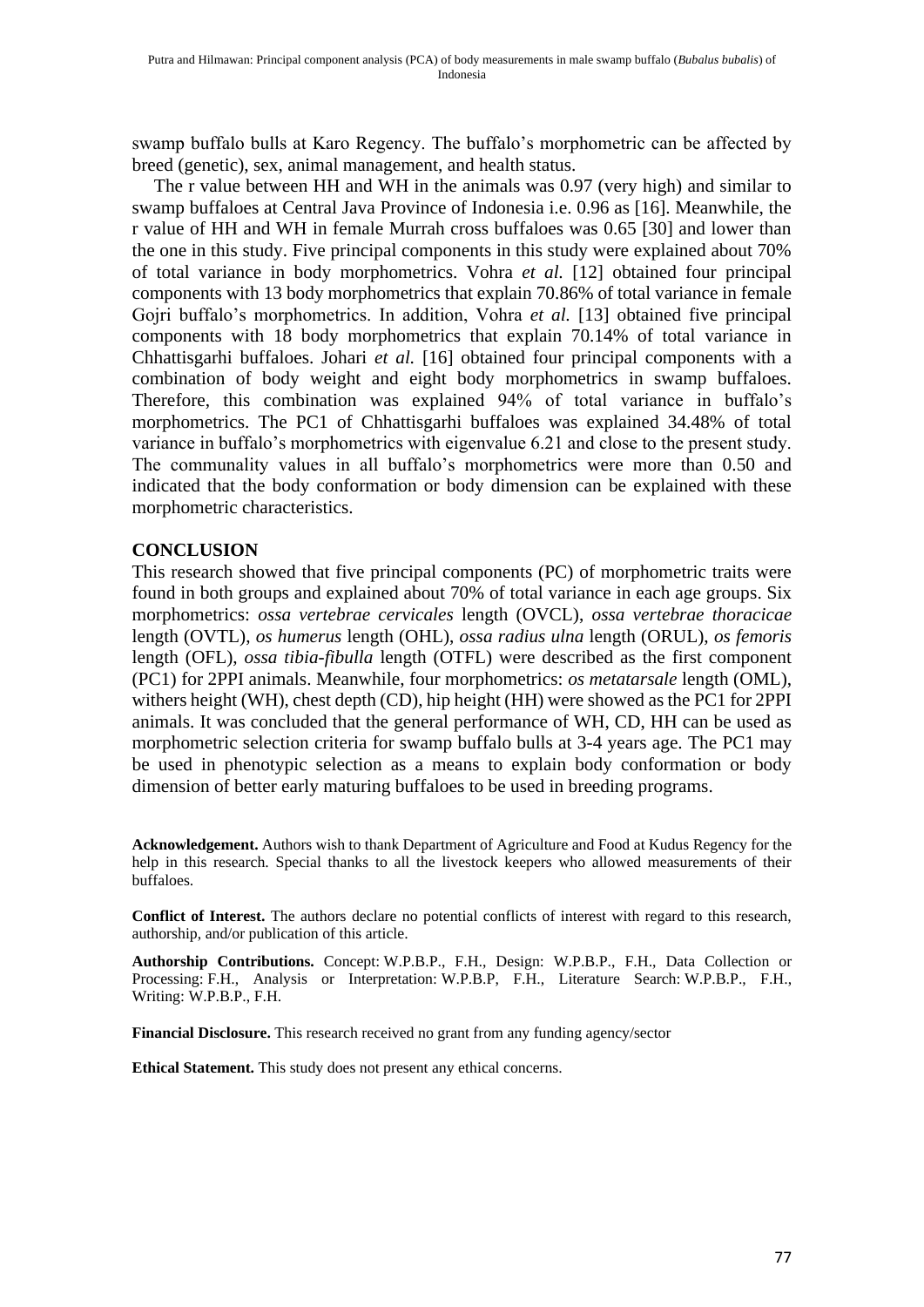swamp buffalo bulls at Karo Regency. The buffalo's morphometric can be affected by breed (genetic), sex, animal management, and health status.

The r value between HH and WH in the animals was 0.97 (very high) and similar to swamp buffaloes at Central Java Province of Indonesia i.e. 0.96 as [16]. Meanwhile, the r value of HH and WH in female Murrah cross buffaloes was 0.65 [30] and lower than the one in this study. Five principal components in this study were explained about 70% of total variance in body morphometrics. Vohra *et al.* [12] obtained four principal components with 13 body morphometrics that explain 70.86% of total variance in female Gojri buffalo's morphometrics. In addition, Vohra *et al.* [13] obtained five principal components with 18 body morphometrics that explain 70.14% of total variance in Chhattisgarhi buffaloes. Johari *et al.* [16] obtained four principal components with a combination of body weight and eight body morphometrics in swamp buffaloes. Therefore, this combination was explained 94% of total variance in buffalo's morphometrics. The PC1 of Chhattisgarhi buffaloes was explained 34.48% of total variance in buffalo's morphometrics with eigenvalue 6.21 and close to the present study. The communality values in all buffalo's morphometrics were more than 0.50 and indicated that the body conformation or body dimension can be explained with these morphometric characteristics.

## CONCLUSION

This research showed that five principal components (PC) of morphometric traits were found in both groups and explained about 70% of total variance in each age groups. Six morphometrics: *ossa vertebrae cervicales* length (OVCL), *ossa vertebrae thoracicae* length (OVTL), *os humerus* length (OHL), *ossa radius ulna* length (ORUL), *os femoris* length (OFL), *ossa tibia-fibulla* length (OTFL) were described as the first component (PC1) for 2PPI animals. Meanwhile, four morphometrics: *os metatarsale* length (OML), withers height (WH), chest depth (CD), hip height (HH) were showed as the PC1 for 2PPI animals. It was concluded that the general performance of WH, CD, HH can be used as morphometric selection criteria for swamp buffalo bulls at 3-4 years age. The PC1 may be used in phenotypic selection as a means to explain body conformation or body dimension of better early maturing buffaloes to be used in breeding programs.

**Acknowledgement.** Authors wish to thank Department of Agriculture and Food at Kudus Regency for the help in this research. Special thanks to all the livestock keepers who allowed measurements of their buffaloes.

**Conflict of Interest.** The authors declare no potential conflicts of interest with regard to this research, authorship, and/or publication of this article.

**Authorship Contributions.** Concept: W.P.B.P., F.H., Design: W.P.B.P., F.H., Data Collection or Processing: F.H., Analysis or Interpretation: W.P.B.P, F.H., Literature Search: W.P.B.P., F.H., Writing: W.P.B.P., F.H.

**Financial Disclosure.** This research received no grant from any funding agency/sector

**Ethical Statement.** This study does not present any ethical concerns.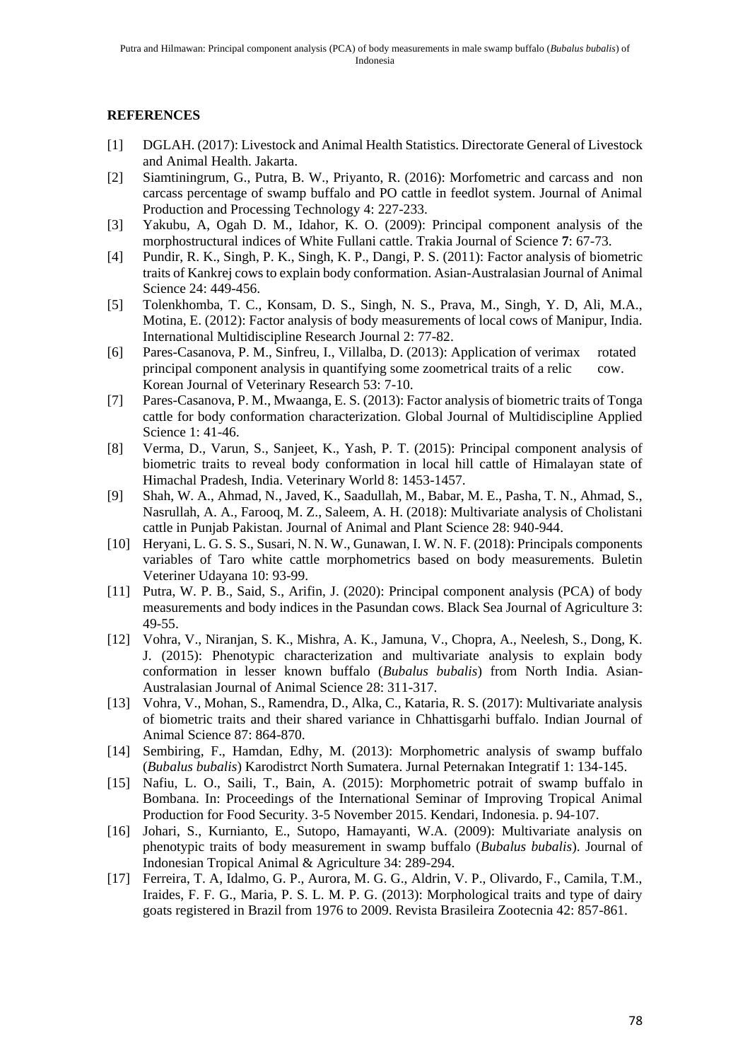## REFERENCES

[1] DGLAH. (2017): Livestock and Animal Health Statistics. Directorate General of Livestock and Animal Health. Jakarta.

[2] Siamtiningrum, G., Putra, B. W., Priyanto, R. (2016): Morfometric and carcass and non carcass percentage of swamp buffalo and PO cattle in feedlot system. Journal of Animal Production and Processing Technology 4: 227-233.

[3] Yakubu, A, Ogah D. M., Idahor, K. O. (2009): Principal component analysis of the morphostructural indices of White Fullani cattle. Trakia Journal of Science **7**: 67-73.

[4] Pundir, R. K., Singh, P. K., Singh, K. P., Dangi, P. S. (2011): Factor analysis of biometric traits of Kankrej cows to explain body conformation. Asian-Australasian Journal of Animal Science 24: 449-456.

[5] Tolenkhomba, T. C., Konsam, D. S., Singh, N. S., Prava, M., Singh, Y. D, Ali, M.A., Motina, E. (2012): Factor analysis of body measurements of local cows of Manipur, India. International Multidiscipline Research Journal 2: 77-82.

[6] Pares-Casanova, P. M., Sinfreu, I., Villalba, D. (2013): Application of verimax rotated principal component analysis in quantifying some zoometrical traits of a relic cow. Korean Journal of Veterinary Research 53: 7-10.

[7] Pares-Casanova, P. M., Mwaanga, E. S. (2013): Factor analysis of biometric traits of Tonga cattle for body conformation characterization. Global Journal of Multidiscipline Applied Science 1: 41-46.

[8] Verma, D., Varun, S., Sanjeet, K., Yash, P. T. (2015): Principal component analysis of biometric traits to reveal body conformation in local hill cattle of Himalayan state of Himachal Pradesh, India. Veterinary World 8: 1453-1457.

[9] Shah, W. A., Ahmad, N., Javed, K., Saadullah, M., Babar, M. E., Pasha, T. N., Ahmad, S., Nasrullah, A. A., Farooq, M. Z., Saleem, A. H. (2018): Multivariate analysis of Cholistani cattle in Punjab Pakistan. Journal of Animal and Plant Science 28: 940-944.

[10] Heryani, L. G. S. S., Susari, N. N. W., Gunawan, I. W. N. F. (2018): Principals components variables of Taro white cattle morphometrics based on body measurements. Buletin Veteriner Udayana 10: 93-99.

[11] Putra, W. P. B., Said, S., Arifin, J. (2020): Principal component analysis (PCA) of body measurements and body indices in the Pasundan cows. Black Sea Journal of Agriculture 3: 49-55.

[12] Vohra, V., Niranjan, S. K., Mishra, A. K., Jamuna, V., Chopra, A., Neelesh, S., Dong, K. J. (2015): Phenotypic characterization and multivariate analysis to explain body conformation in lesser known buffalo (*Bubalus bubalis*) from North India. Asian-Australasian Journal of Animal Science 28: 311-317.

[13] Vohra, V., Mohan, S., Ramendra, D., Alka, C., Kataria, R. S. (2017): Multivariate analysis of biometric traits and their shared variance in Chhattisgarhi buffalo. Indian Journal of Animal Science 87: 864-870.

[14] Sembiring, F., Hamdan, Edhy, M. (2013): Morphometric analysis of swamp buffalo (*Bubalus bubalis*) Karodistrct North Sumatera. Jurnal Peternakan Integratif 1: 134-145.

[15] Nafiu, L. O., Saili, T., Bain, A. (2015): Morphometric potrait of swamp buffalo in Bombana. In: Proceedings of the International Seminar of Improving Tropical Animal Production for Food Security. 3-5 November 2015. Kendari, Indonesia. p. 94-107.

[16] Johari, S., Kurnianto, E., Sutopo, Hamayanti, W.A. (2009): Multivariate analysis on phenotypic traits of body measurement in swamp buffalo (*Bubalus bubalis*). Journal of Indonesian Tropical Animal & Agriculture 34: 289-294.

[17] Ferreira, T. A, Idalmo, G. P., Aurora, M. G. G., Aldrin, V. P., Olivardo, F., Camila, T.M., Iraides, F. F. G., Maria, P. S. L. M. P. G. (2013): Morphological traits and type of dairy goats registered in Brazil from 1976 to 2009. Revista Brasileira Zootecnia 42: 857-861.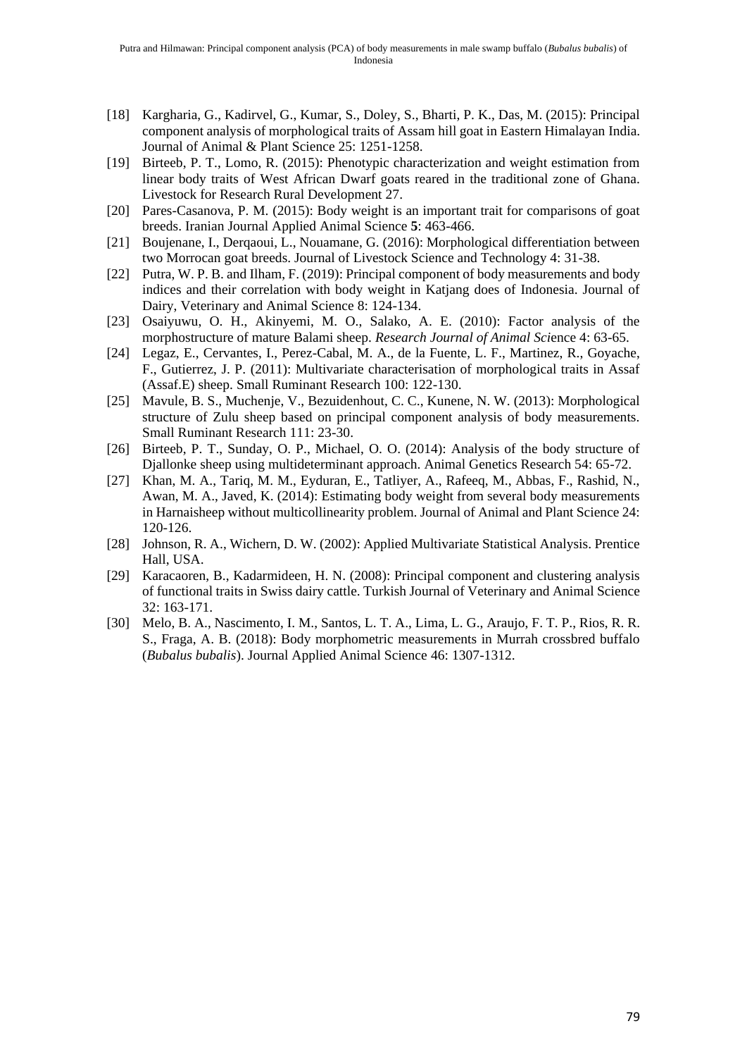[18] Kargharia, G., Kadirvel, G., Kumar, S., Doley, S., Bharti, P. K., Das, M. (2015): Principal component analysis of morphological traits of Assam hill goat in Eastern Himalayan India. Journal of Animal & Plant Science 25: 1251-1258.

[19] Birteeb, P. T., Lomo, R. (2015): Phenotypic characterization and weight estimation from linear body traits of West African Dwarf goats reared in the traditional zone of Ghana. Livestock for Research Rural Development 27.

[20] Pares-Casanova, P. M. (2015): Body weight is an important trait for comparisons of goat breeds. Iranian Journal Applied Animal Science **5**: 463-466.

[21] Boujenane, I., Derqaoui, L., Nouamane, G. (2016): Morphological differentiation between two Morrocan goat breeds. Journal of Livestock Science and Technology 4: 31-38.

[22] Putra, W. P. B. and Ilham, F. (2019): Principal component of body measurements and body indices and their correlation with body weight in Katjang does of Indonesia. Journal of Dairy, Veterinary and Animal Science 8: 124-134.

[23] Osaiyuwu, O. H., Akinyemi, M. O., Salako, A. E. (2010): Factor analysis of the morphostructure of mature Balami sheep. *Research Journal of Animal Sci*ence 4: 63-65.

[24] Legaz, E., Cervantes, I., Perez-Cabal, M. A., de la Fuente, L. F., Martinez, R., Goyache, F., Gutierrez, J. P. (2011): Multivariate characterisation of morphological traits in Assaf (Assaf.E) sheep. Small Ruminant Research 100: 122-130.

[25] Mavule, B. S., Muchenje, V., Bezuidenhout, C. C., Kunene, N. W. (2013): Morphological structure of Zulu sheep based on principal component analysis of body measurements. Small Ruminant Research 111: 23-30.

[26] Birteeb, P. T., Sunday, O. P., Michael, O. O. (2014): Analysis of the body structure of Djallonke sheep using multideterminant approach. Animal Genetics Research 54: 65-72.

[27] Khan, M. A., Tariq, M. M., Eyduran, E., Tatliyer, A., Rafeeq, M., Abbas, F., Rashid, N., Awan, M. A., Javed, K. (2014): Estimating body weight from several body measurements in Harnaisheep without multicollinearity problem. Journal of Animal and Plant Science 24: 120-126.

[28] Johnson, R. A., Wichern, D. W. (2002): Applied Multivariate Statistical Analysis. Prentice Hall, USA.

[29] Karacaoren, B., Kadarmideen, H. N. (2008): Principal component and clustering analysis of functional traits in Swiss dairy cattle. Turkish Journal of Veterinary and Animal Science 32: 163-171.

[30] Melo, B. A., Nascimento, I. M., Santos, L. T. A., Lima, L. G., Araujo, F. T. P., Rios, R. R. S., Fraga, A. B. (2018): Body morphometric measurements in Murrah crossbred buffalo (*Bubalus bubalis*). Journal Applied Animal Science 46: 1307-1312.